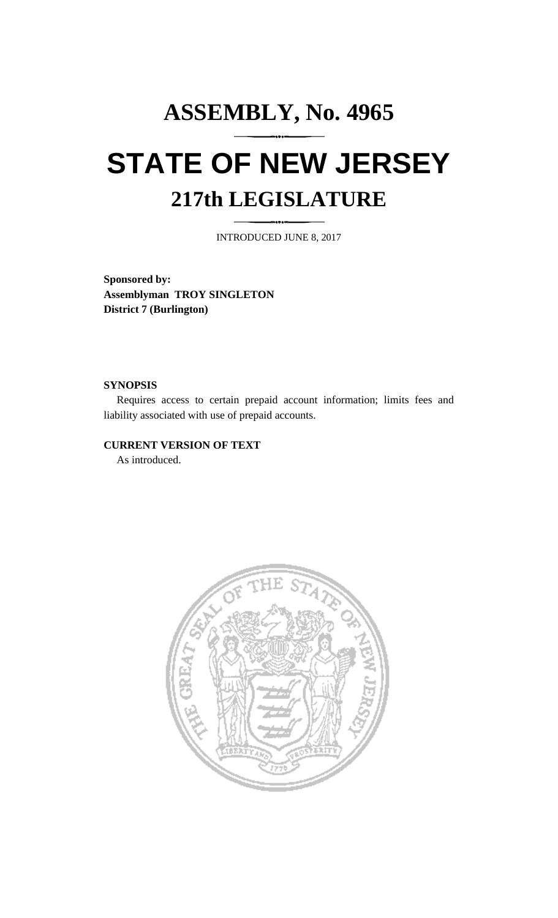# ASSEMBLY, No. 4965

# STATE OF NEW JERSEY

## 217th LEGISLATURE

INTRODUCED JUNE 8, 2017

**Sponsored by:**
**Assemblyman TROY SINGLETON**
**District 7 (Burlington)**

**SYNOPSIS**

Requires access to certain prepaid account information; limits fees and liability associated with use of prepaid accounts.

**CURRENT VERSION OF TEXT**

As introduced.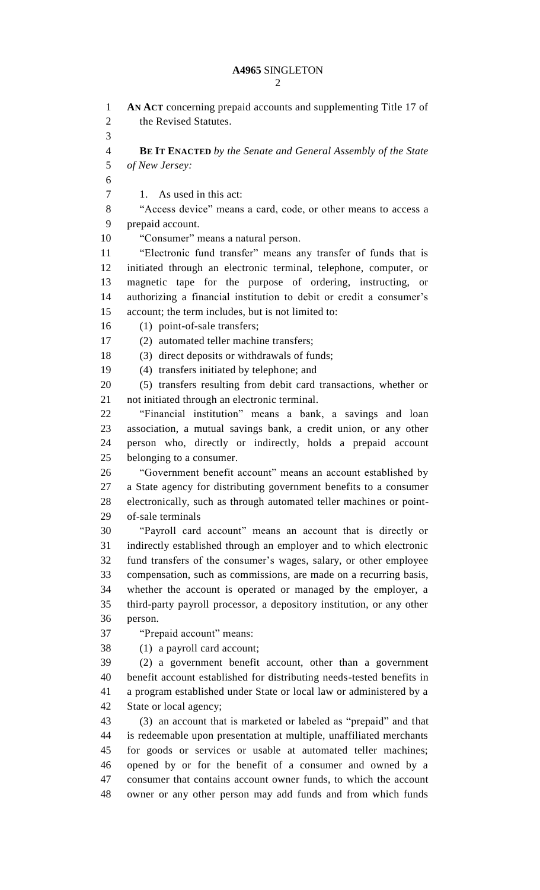**AN ACT** concerning prepaid accounts and supplementing Title 17 of the Revised Statutes.

**BE IT ENACTED** *by the Senate and General Assembly of the State of New Jersey:*

1. As used in this act:

"Access device" means a card, code, or other means to access a prepaid account.

"Consumer" means a natural person.

"Electronic fund transfer" means any transfer of funds that is initiated through an electronic terminal, telephone, computer, or magnetic tape for the purpose of ordering, instructing, or authorizing a financial institution to debit or credit a consumer's account; the term includes, but is not limited to:

(1) point-of-sale transfers;

(2) automated teller machine transfers;

(3) direct deposits or withdrawals of funds;

(4) transfers initiated by telephone; and

(5) transfers resulting from debit card transactions, whether or not initiated through an electronic terminal.

"Financial institution" means a bank, a savings and loan association, a mutual savings bank, a credit union, or any other person who, directly or indirectly, holds a prepaid account belonging to a consumer.

"Government benefit account" means an account established by a State agency for distributing government benefits to a consumer electronically, such as through automated teller machines or point-of-sale terminals

"Payroll card account" means an account that is directly or indirectly established through an employer and to which electronic fund transfers of the consumer's wages, salary, or other employee compensation, such as commissions, are made on a recurring basis, whether the account is operated or managed by the employer, a third-party payroll processor, a depository institution, or any other person.

"Prepaid account" means:

(1) a payroll card account;

(2) a government benefit account, other than a government benefit account established for distributing needs-tested benefits in a program established under State or local law or administered by a State or local agency;

(3) an account that is marketed or labeled as "prepaid" and that is redeemable upon presentation at multiple, unaffiliated merchants for goods or services or usable at automated teller machines; opened by or for the benefit of a consumer and owned by a consumer that contains account owner funds, to which the account owner or any other person may add funds and from which funds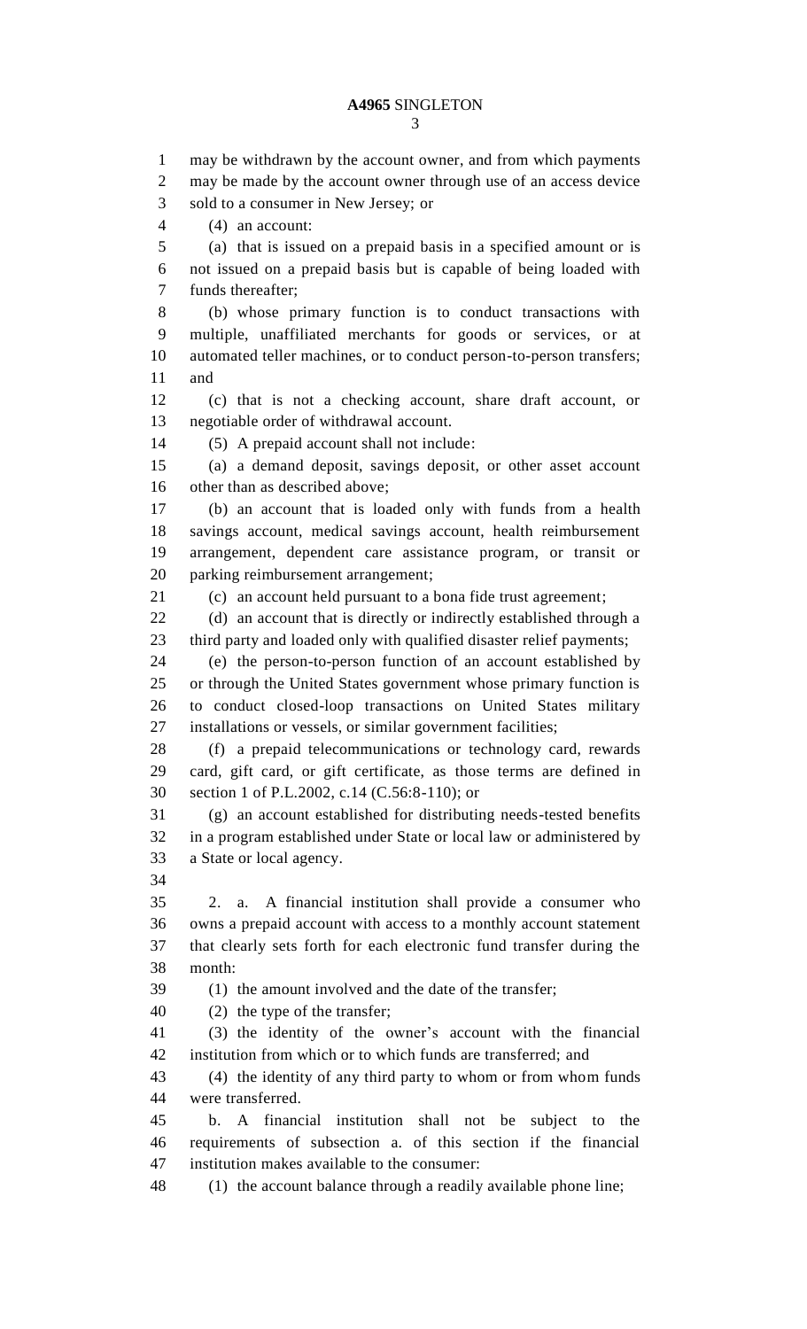may be withdrawn by the account owner, and from which payments may be made by the account owner through use of an access device sold to a consumer in New Jersey; or

(4) an account:

(a) that is issued on a prepaid basis in a specified amount or is not issued on a prepaid basis but is capable of being loaded with funds thereafter;

(b) whose primary function is to conduct transactions with multiple, unaffiliated merchants for goods or services, or at automated teller machines, or to conduct person-to-person transfers; and

(c) that is not a checking account, share draft account, or negotiable order of withdrawal account.

(5) A prepaid account shall not include:

(a) a demand deposit, savings deposit, or other asset account other than as described above;

(b) an account that is loaded only with funds from a health savings account, medical savings account, health reimbursement arrangement, dependent care assistance program, or transit or parking reimbursement arrangement;

(c) an account held pursuant to a bona fide trust agreement;

(d) an account that is directly or indirectly established through a third party and loaded only with qualified disaster relief payments;

(e) the person-to-person function of an account established by or through the United States government whose primary function is to conduct closed-loop transactions on United States military installations or vessels, or similar government facilities;

(f) a prepaid telecommunications or technology card, rewards card, gift card, or gift certificate, as those terms are defined in section 1 of P.L.2002, c.14 (C.56:8-110); or

(g) an account established for distributing needs-tested benefits in a program established under State or local law or administered by a State or local agency.

2. a. A financial institution shall provide a consumer who owns a prepaid account with access to a monthly account statement that clearly sets forth for each electronic fund transfer during the month:

(1) the amount involved and the date of the transfer;

(2) the type of the transfer;

(3) the identity of the owner's account with the financial institution from which or to which funds are transferred; and

(4) the identity of any third party to whom or from whom funds were transferred.

b. A financial institution shall not be subject to the requirements of subsection a. of this section if the financial institution makes available to the consumer:

(1) the account balance through a readily available phone line;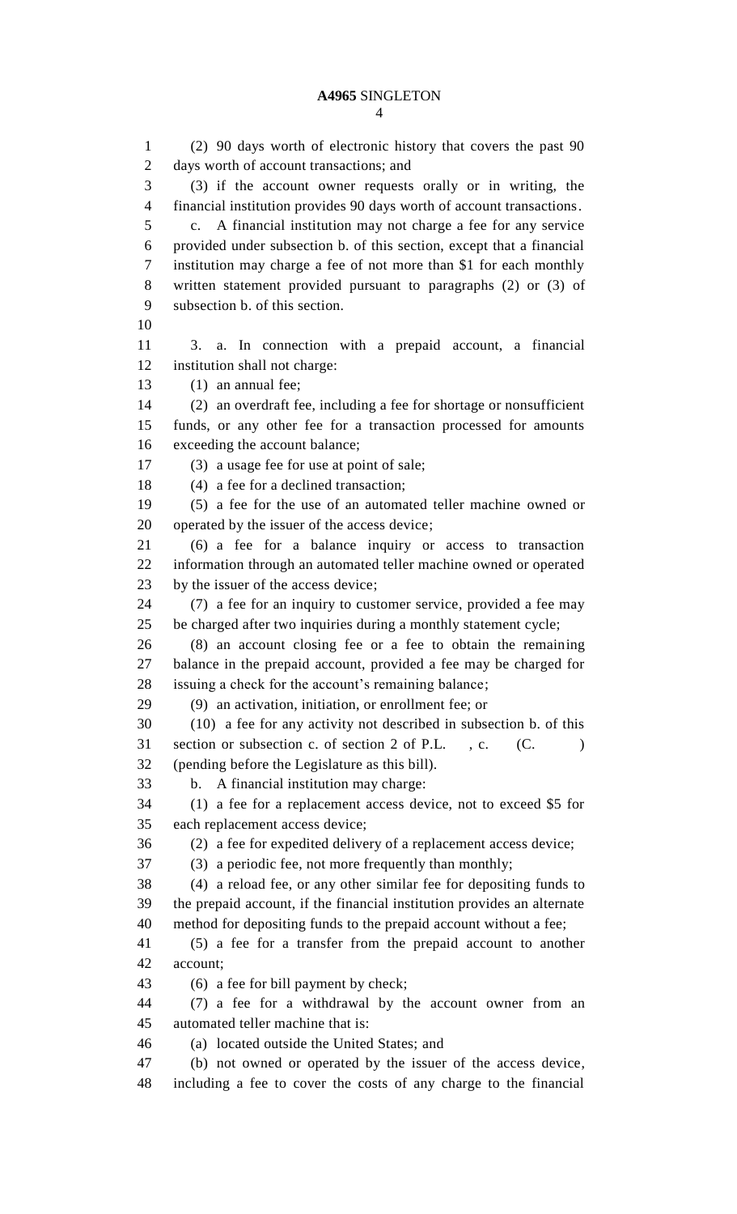(2) 90 days worth of electronic history that covers the past 90 days worth of account transactions; and

(3) if the account owner requests orally or in writing, the financial institution provides 90 days worth of account transactions.

c. A financial institution may not charge a fee for any service provided under subsection b. of this section, except that a financial institution may charge a fee of not more than $1 for each monthly written statement provided pursuant to paragraphs (2) or (3) of subsection b. of this section.

3. a. In connection with a prepaid account, a financial institution shall not charge:

(1) an annual fee;

(2) an overdraft fee, including a fee for shortage or nonsufficient funds, or any other fee for a transaction processed for amounts exceeding the account balance;

(3) a usage fee for use at point of sale;

(4) a fee for a declined transaction;

(5) a fee for the use of an automated teller machine owned or operated by the issuer of the access device;

(6) a fee for a balance inquiry or access to transaction information through an automated teller machine owned or operated by the issuer of the access device;

(7) a fee for an inquiry to customer service, provided a fee may be charged after two inquiries during a monthly statement cycle;

(8) an account closing fee or a fee to obtain the remaining balance in the prepaid account, provided a fee may be charged for issuing a check for the account's remaining balance;

(9) an activation, initiation, or enrollment fee; or

(10) a fee for any activity not described in subsection b. of this section or subsection c. of section 2 of P.L. , c. (C. ) (pending before the Legislature as this bill).

b. A financial institution may charge:

(1) a fee for a replacement access device, not to exceed $5 for each replacement access device;

(2) a fee for expedited delivery of a replacement access device;

(3) a periodic fee, not more frequently than monthly;

(4) a reload fee, or any other similar fee for depositing funds to the prepaid account, if the financial institution provides an alternate method for depositing funds to the prepaid account without a fee;

(5) a fee for a transfer from the prepaid account to another account;

(6) a fee for bill payment by check;

(7) a fee for a withdrawal by the account owner from an automated teller machine that is:

(a) located outside the United States; and

(b) not owned or operated by the issuer of the access device, including a fee to cover the costs of any charge to the financial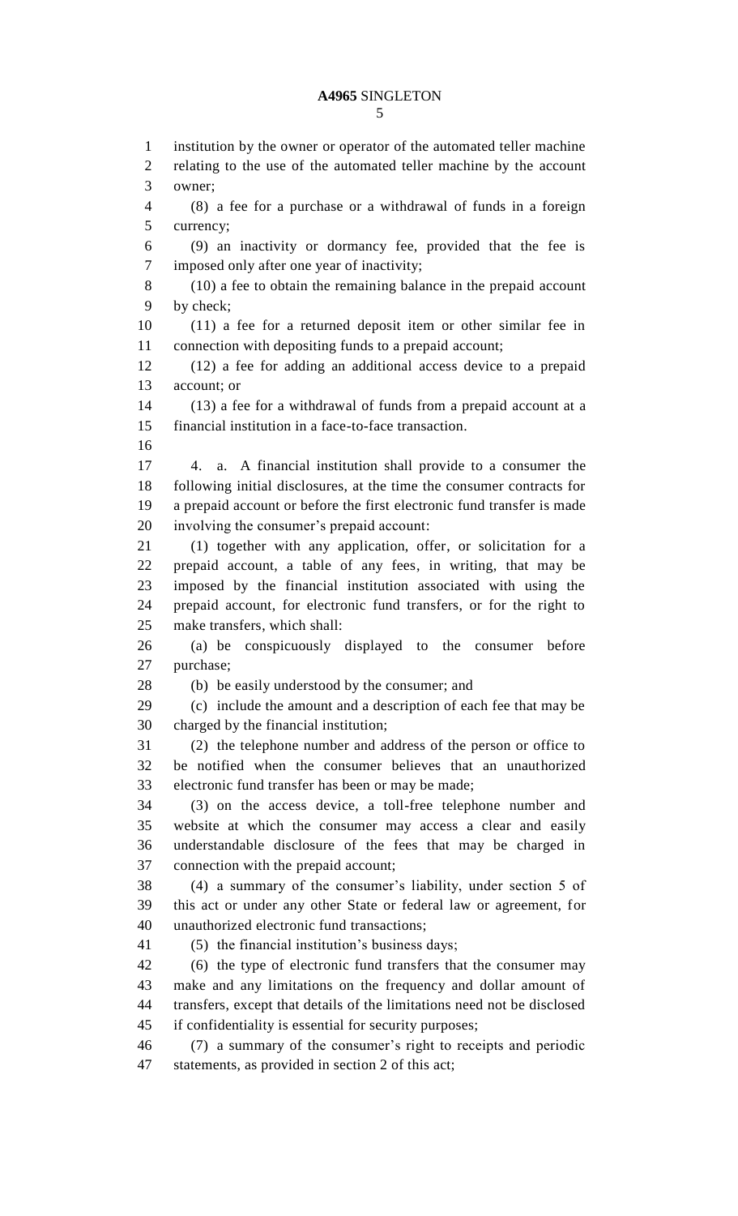institution by the owner or operator of the automated teller machine relating to the use of the automated teller machine by the account owner;

(8) a fee for a purchase or a withdrawal of funds in a foreign currency;

(9) an inactivity or dormancy fee, provided that the fee is imposed only after one year of inactivity;

(10) a fee to obtain the remaining balance in the prepaid account by check;

(11) a fee for a returned deposit item or other similar fee in connection with depositing funds to a prepaid account;

(12) a fee for adding an additional access device to a prepaid account; or

(13) a fee for a withdrawal of funds from a prepaid account at a financial institution in a face-to-face transaction.

4. a. A financial institution shall provide to a consumer the following initial disclosures, at the time the consumer contracts for a prepaid account or before the first electronic fund transfer is made involving the consumer's prepaid account:

(1) together with any application, offer, or solicitation for a prepaid account, a table of any fees, in writing, that may be imposed by the financial institution associated with using the prepaid account, for electronic fund transfers, or for the right to make transfers, which shall:

(a) be conspicuously displayed to the consumer before purchase;

(b) be easily understood by the consumer; and

(c) include the amount and a description of each fee that may be charged by the financial institution;

(2) the telephone number and address of the person or office to be notified when the consumer believes that an unauthorized electronic fund transfer has been or may be made;

(3) on the access device, a toll-free telephone number and website at which the consumer may access a clear and easily understandable disclosure of the fees that may be charged in connection with the prepaid account;

(4) a summary of the consumer's liability, under section 5 of this act or under any other State or federal law or agreement, for unauthorized electronic fund transactions;

(5) the financial institution's business days;

(6) the type of electronic fund transfers that the consumer may make and any limitations on the frequency and dollar amount of transfers, except that details of the limitations need not be disclosed if confidentiality is essential for security purposes;

(7) a summary of the consumer's right to receipts and periodic statements, as provided in section 2 of this act;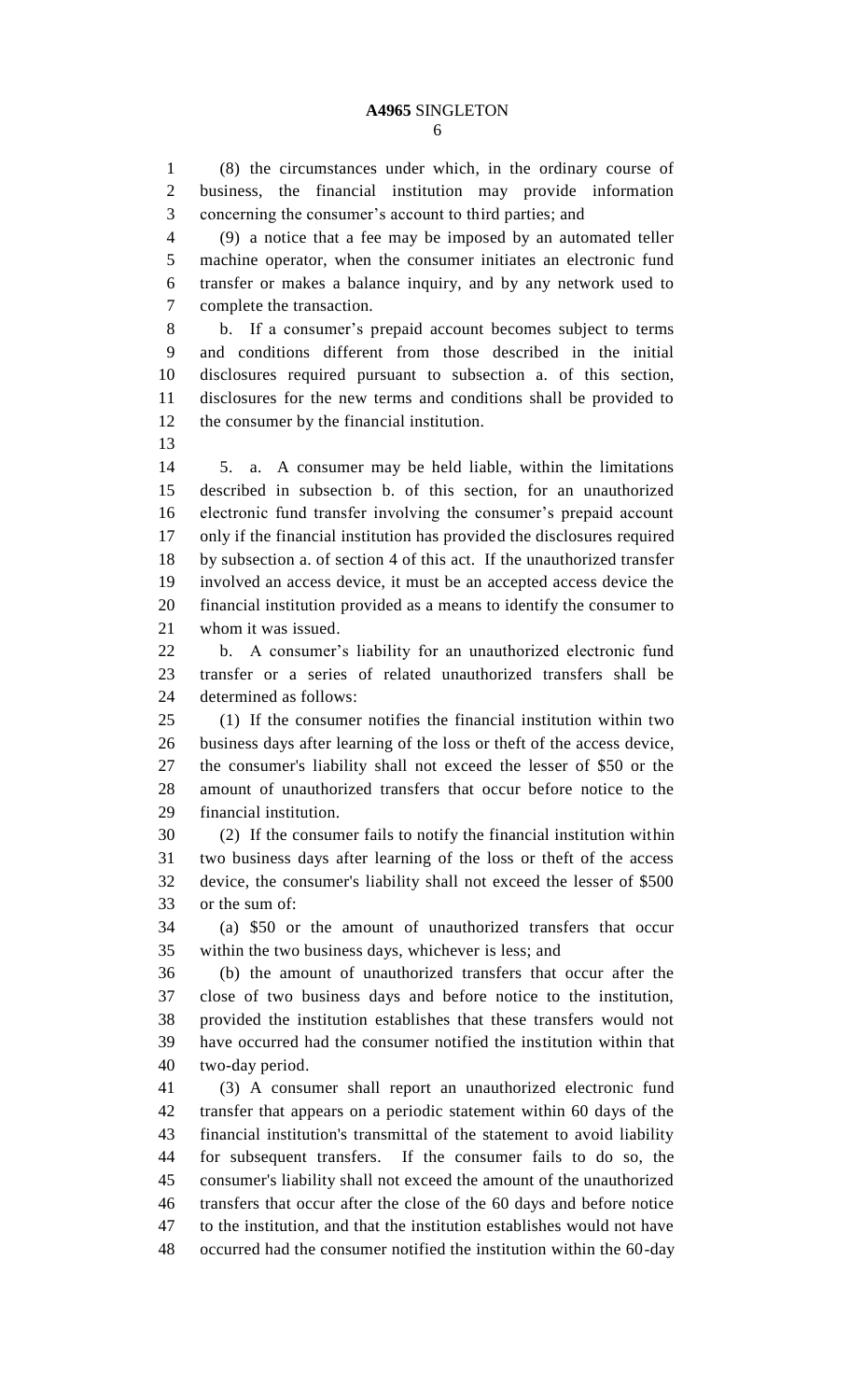(8) the circumstances under which, in the ordinary course of business, the financial institution may provide information concerning the consumer's account to third parties; and

(9) a notice that a fee may be imposed by an automated teller machine operator, when the consumer initiates an electronic fund transfer or makes a balance inquiry, and by any network used to complete the transaction.

b. If a consumer's prepaid account becomes subject to terms and conditions different from those described in the initial disclosures required pursuant to subsection a. of this section, disclosures for the new terms and conditions shall be provided to the consumer by the financial institution.

5. a. A consumer may be held liable, within the limitations described in subsection b. of this section, for an unauthorized electronic fund transfer involving the consumer's prepaid account only if the financial institution has provided the disclosures required by subsection a. of section 4 of this act. If the unauthorized transfer involved an access device, it must be an accepted access device the financial institution provided as a means to identify the consumer to whom it was issued.

b. A consumer's liability for an unauthorized electronic fund transfer or a series of related unauthorized transfers shall be determined as follows:

(1) If the consumer notifies the financial institution within two business days after learning of the loss or theft of the access device, the consumer's liability shall not exceed the lesser of $50 or the amount of unauthorized transfers that occur before notice to the financial institution.

(2) If the consumer fails to notify the financial institution within two business days after learning of the loss or theft of the access device, the consumer's liability shall not exceed the lesser of $500 or the sum of:

(a) $50 or the amount of unauthorized transfers that occur within the two business days, whichever is less; and

(b) the amount of unauthorized transfers that occur after the close of two business days and before notice to the institution, provided the institution establishes that these transfers would not have occurred had the consumer notified the institution within that two-day period.

(3) A consumer shall report an unauthorized electronic fund transfer that appears on a periodic statement within 60 days of the financial institution's transmittal of the statement to avoid liability for subsequent transfers. If the consumer fails to do so, the consumer's liability shall not exceed the amount of the unauthorized transfers that occur after the close of the 60 days and before notice to the institution, and that the institution establishes would not have occurred had the consumer notified the institution within the 60-day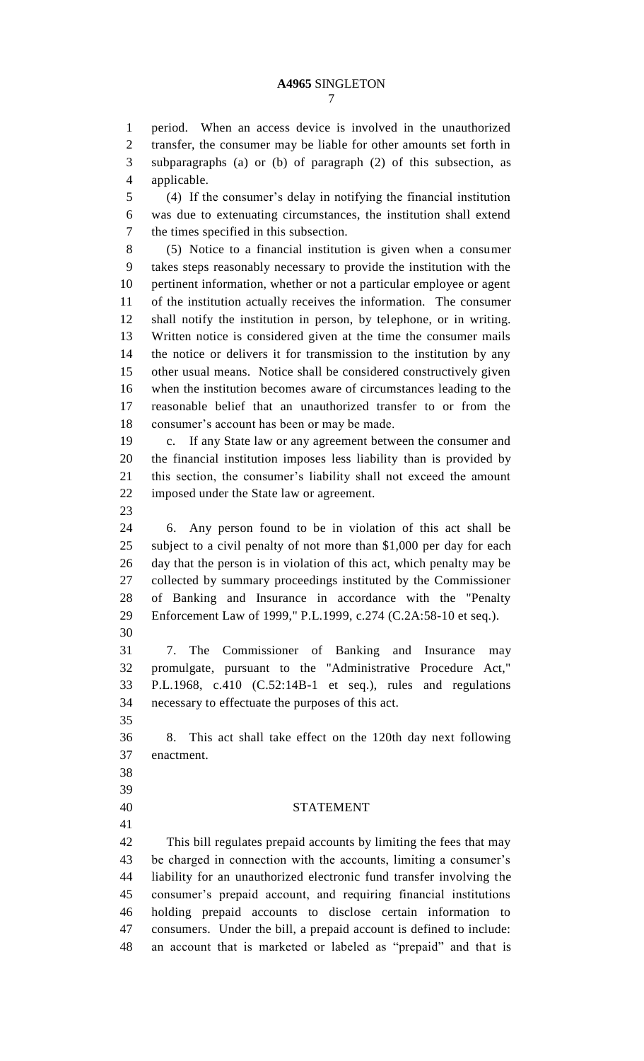period. When an access device is involved in the unauthorized transfer, the consumer may be liable for other amounts set forth in subparagraphs (a) or (b) of paragraph (2) of this subsection, as applicable.

(4) If the consumer's delay in notifying the financial institution was due to extenuating circumstances, the institution shall extend the times specified in this subsection.

(5) Notice to a financial institution is given when a consumer takes steps reasonably necessary to provide the institution with the pertinent information, whether or not a particular employee or agent of the institution actually receives the information. The consumer shall notify the institution in person, by telephone, or in writing. Written notice is considered given at the time the consumer mails the notice or delivers it for transmission to the institution by any other usual means. Notice shall be considered constructively given when the institution becomes aware of circumstances leading to the reasonable belief that an unauthorized transfer to or from the consumer's account has been or may be made.

c. If any State law or any agreement between the consumer and the financial institution imposes less liability than is provided by this section, the consumer's liability shall not exceed the amount imposed under the State law or agreement.

6. Any person found to be in violation of this act shall be subject to a civil penalty of not more than $1,000 per day for each day that the person is in violation of this act, which penalty may be collected by summary proceedings instituted by the Commissioner of Banking and Insurance in accordance with the "Penalty Enforcement Law of 1999," P.L.1999, c.274 (C.2A:58-10 et seq.).

7. The Commissioner of Banking and Insurance may promulgate, pursuant to the "Administrative Procedure Act," P.L.1968, c.410 (C.52:14B-1 et seq.), rules and regulations necessary to effectuate the purposes of this act.

8. This act shall take effect on the 120th day next following enactment.

## STATEMENT

This bill regulates prepaid accounts by limiting the fees that may be charged in connection with the accounts, limiting a consumer's liability for an unauthorized electronic fund transfer involving the consumer's prepaid account, and requiring financial institutions holding prepaid accounts to disclose certain information to consumers. Under the bill, a prepaid account is defined to include: an account that is marketed or labeled as "prepaid" and that is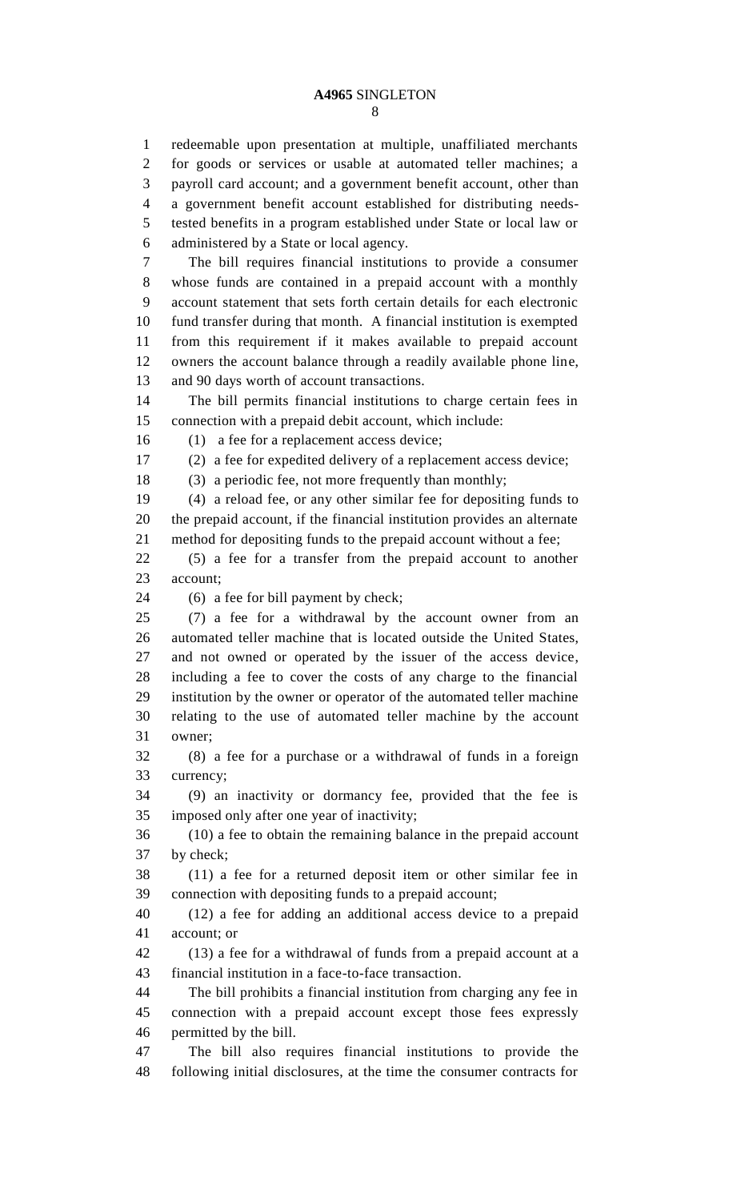redeemable upon presentation at multiple, unaffiliated merchants for goods or services or usable at automated teller machines; a payroll card account; and a government benefit account, other than a government benefit account established for distributing needs-tested benefits in a program established under State or local law or administered by a State or local agency.

The bill requires financial institutions to provide a consumer whose funds are contained in a prepaid account with a monthly account statement that sets forth certain details for each electronic fund transfer during that month. A financial institution is exempted from this requirement if it makes available to prepaid account owners the account balance through a readily available phone line, and 90 days worth of account transactions.

The bill permits financial institutions to charge certain fees in connection with a prepaid debit account, which include:

(1) a fee for a replacement access device;

(2) a fee for expedited delivery of a replacement access device;

(3) a periodic fee, not more frequently than monthly;

(4) a reload fee, or any other similar fee for depositing funds to the prepaid account, if the financial institution provides an alternate method for depositing funds to the prepaid account without a fee;

(5) a fee for a transfer from the prepaid account to another account;

(6) a fee for bill payment by check;

(7) a fee for a withdrawal by the account owner from an automated teller machine that is located outside the United States, and not owned or operated by the issuer of the access device, including a fee to cover the costs of any charge to the financial institution by the owner or operator of the automated teller machine relating to the use of automated teller machine by the account owner;

(8) a fee for a purchase or a withdrawal of funds in a foreign currency;

(9) an inactivity or dormancy fee, provided that the fee is imposed only after one year of inactivity;

(10) a fee to obtain the remaining balance in the prepaid account by check;

(11) a fee for a returned deposit item or other similar fee in connection with depositing funds to a prepaid account;

(12) a fee for adding an additional access device to a prepaid account; or

(13) a fee for a withdrawal of funds from a prepaid account at a financial institution in a face-to-face transaction.

The bill prohibits a financial institution from charging any fee in connection with a prepaid account except those fees expressly permitted by the bill.

The bill also requires financial institutions to provide the following initial disclosures, at the time the consumer contracts for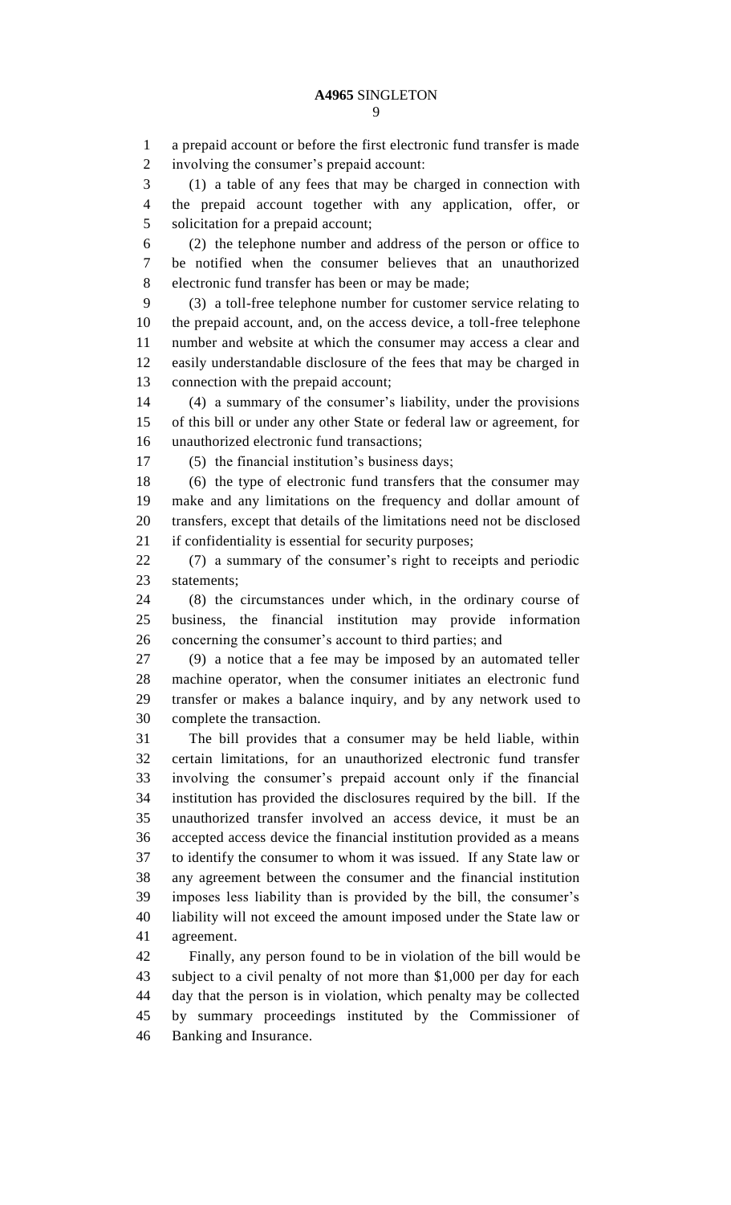a prepaid account or before the first electronic fund transfer is made involving the consumer's prepaid account:

(1) a table of any fees that may be charged in connection with the prepaid account together with any application, offer, or solicitation for a prepaid account;

(2) the telephone number and address of the person or office to be notified when the consumer believes that an unauthorized electronic fund transfer has been or may be made;

(3) a toll-free telephone number for customer service relating to the prepaid account, and, on the access device, a toll-free telephone number and website at which the consumer may access a clear and easily understandable disclosure of the fees that may be charged in connection with the prepaid account;

(4) a summary of the consumer's liability, under the provisions of this bill or under any other State or federal law or agreement, for unauthorized electronic fund transactions;

(5) the financial institution's business days;

(6) the type of electronic fund transfers that the consumer may make and any limitations on the frequency and dollar amount of transfers, except that details of the limitations need not be disclosed if confidentiality is essential for security purposes;

(7) a summary of the consumer's right to receipts and periodic statements;

(8) the circumstances under which, in the ordinary course of business, the financial institution may provide information concerning the consumer's account to third parties; and

(9) a notice that a fee may be imposed by an automated teller machine operator, when the consumer initiates an electronic fund transfer or makes a balance inquiry, and by any network used to complete the transaction.

The bill provides that a consumer may be held liable, within certain limitations, for an unauthorized electronic fund transfer involving the consumer's prepaid account only if the financial institution has provided the disclosures required by the bill. If the unauthorized transfer involved an access device, it must be an accepted access device the financial institution provided as a means to identify the consumer to whom it was issued. If any State law or any agreement between the consumer and the financial institution imposes less liability than is provided by the bill, the consumer's liability will not exceed the amount imposed under the State law or agreement.

Finally, any person found to be in violation of the bill would be subject to a civil penalty of not more than $1,000 per day for each day that the person is in violation, which penalty may be collected by summary proceedings instituted by the Commissioner of Banking and Insurance.